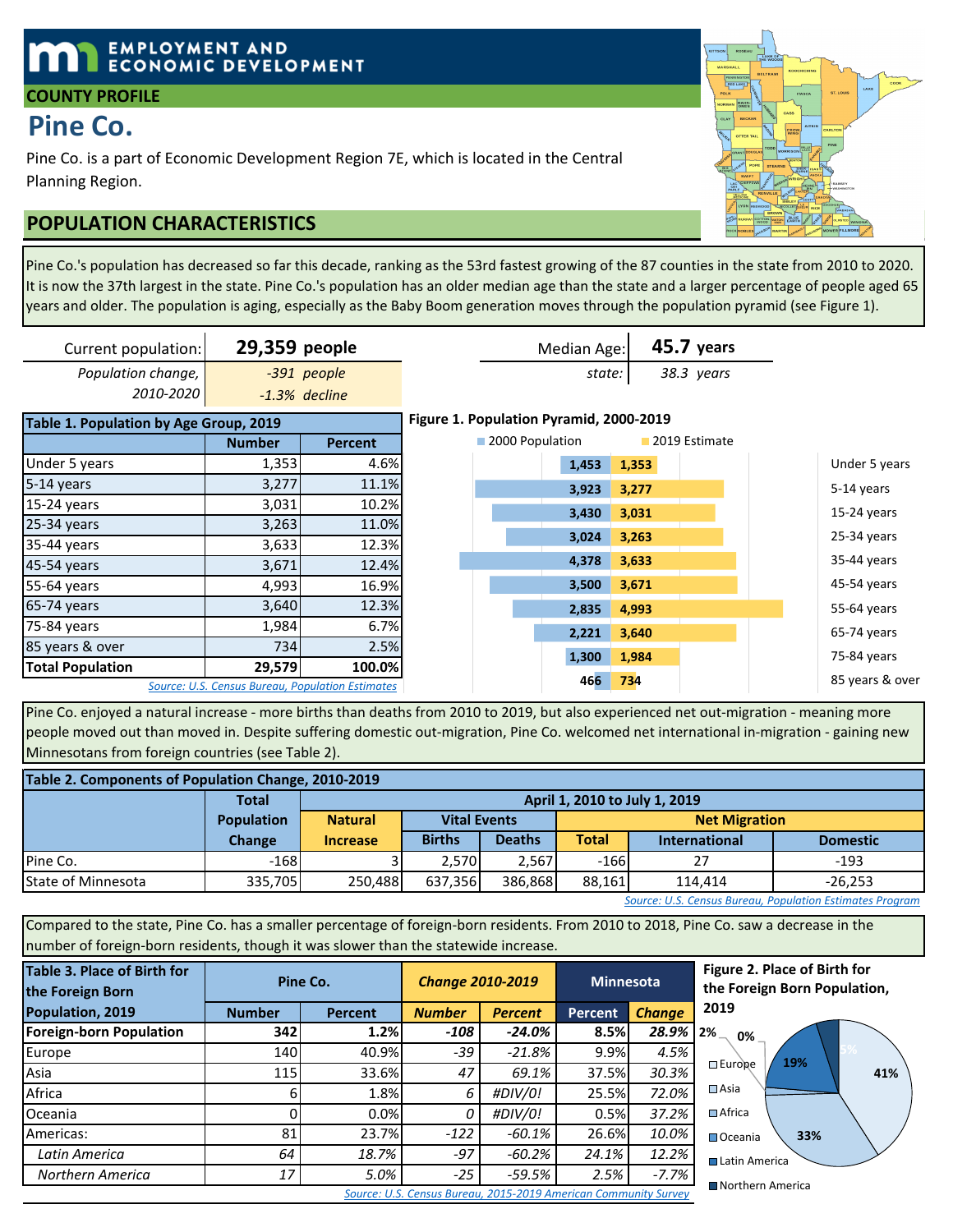**EMPLOYMENT AND ECONOMIC DEVELOPMENT**

**COUNTY PROFILE**

# Pine Co.

Pine Co. is a part of Economic Development Region 7E, which is located in the Central Planning Region.

## POPULATION CHARACTERISTICS

Pine Co.'s population has decreased so far this decade, ranking as the 53rd fastest growing of the 87 counties in the state from 2010 to 2020. It is now the 37th largest in the state. Pine Co.'s population has an older median age than the state and a larger percentage of people aged 65 years and older. The population is aging, especially as the Baby Boom generation moves through the population pyramid (see Figure 1).

| | |
|---|---|
| Current population: | **29,359** people |
| *Population change, 2010-2020* | *-391 people* |
| | *-1.3% decline* |

| | |
|---|---|
| Median Age: | **45.7** years |
| *state:* | *38.3 years* |

**Table 1. Population by Age Group, 2019**

| | Number | Percent |
|---|---|---|
| Under 5 years | 1,353 | 4.6% |
| 5-14 years | 3,277 | 11.1% |
| 15-24 years | 3,031 | 10.2% |
| 25-34 years | 3,263 | 11.0% |
| 35-44 years | 3,633 | 12.3% |
| 45-54 years | 3,671 | 12.4% |
| 55-64 years | 4,993 | 16.9% |
| 65-74 years | 3,640 | 12.3% |
| 75-84 years | 1,984 | 6.7% |
| 85 years & over | 734 | 2.5% |
| **Total Population** | **29,579** | **100.0%** |

*Source: U.S. Census Bureau, Population Estimates*

**Figure 1. Population Pyramid, 2000-2019**

| | 2000 Population | 2019 Estimate |
|---|---|---|
| Under 5 years | 1,453 | 1,353 |
| 5-14 years | 3,923 | 3,277 |
| 15-24 years | 3,430 | 3,031 |
| 25-34 years | 3,024 | 3,263 |
| 35-44 years | 4,378 | 3,633 |
| 45-54 years | 3,500 | 3,671 |
| 55-64 years | 2,835 | 4,993 |
| 65-74 years | 2,221 | 3,640 |
| 75-84 years | 1,300 | 1,984 |
| 85 years & over | 466 | 734 |

Pine Co. enjoyed a natural increase - more births than deaths from 2010 to 2019, but also experienced net out-migration - meaning more people moved out than moved in. Despite suffering domestic out-migration, Pine Co. welcomed net international in-migration - gaining new Minnesotans from foreign countries (see Table 2).

**Table 2. Components of Population Change, 2010-2019**

| | Total Population Change | April 1, 2010 to July 1, 2019 | | | | | |
|---|---|---|---|---|---|---|---|
| | | Natural Increase | Vital Events | | Net Migration | | |
| | | | Births | Deaths | Total | International | Domestic |
| Pine Co. | -168 | 3 | 2,570 | 2,567 | -166 | 27 | -193 |
| State of Minnesota | 335,705 | 250,488 | 637,356 | 386,868 | 88,161 | 114,414 | -26,253 |

*Source: U.S. Census Bureau, Population Estimates Program*

Compared to the state, Pine Co. has a smaller percentage of foreign-born residents. From 2010 to 2018, Pine Co. saw a decrease in the number of foreign-born residents, though it was slower than the statewide increase.

**Table 3. Place of Birth for the Foreign Born Population, 2019**

| | Pine Co. | | *Change 2010-2019* | | Minnesota | |
|---|---|---|---|---|---|---|
| | Number | Percent | *Number* | *Percent* | Percent | *Change* |
| **Foreign-born Population** | **342** | **1.2%** | ***-108*** | ***-24.0%*** | **8.5%** | ***28.9%*** |
| Europe | 140 | 40.9% | *-39* | *-21.8%* | 9.9% | *4.5%* |
| Asia | 115 | 33.6% | *47* | *69.1%* | 37.5% | *30.3%* |
| Africa | 6 | 1.8% | *6* | *#DIV/0!* | 25.5% | *72.0%* |
| Oceania | 0 | 0.0% | *0* | *#DIV/0!* | 0.5% | *37.2%* |
| Americas: | 81 | 23.7% | *-122* | *-60.1%* | 26.6% | *10.0%* |
| *Latin America* | *64* | *18.7%* | *-97* | *-60.2%* | *24.1%* | *12.2%* |
| *Northern America* | *17* | *5.0%* | *-25* | *-59.5%* | *2.5%* | *-7.7%* |

*Source: U.S. Census Bureau, 2015-2019 American Community Survey*

**Figure 2. Place of Birth for the Foreign Born Population, 2019**

- Europe: 41%
- Asia: 33%
- Africa: 2%
- Oceania: 0%
- Latin America: 19%
- Northern America: 5%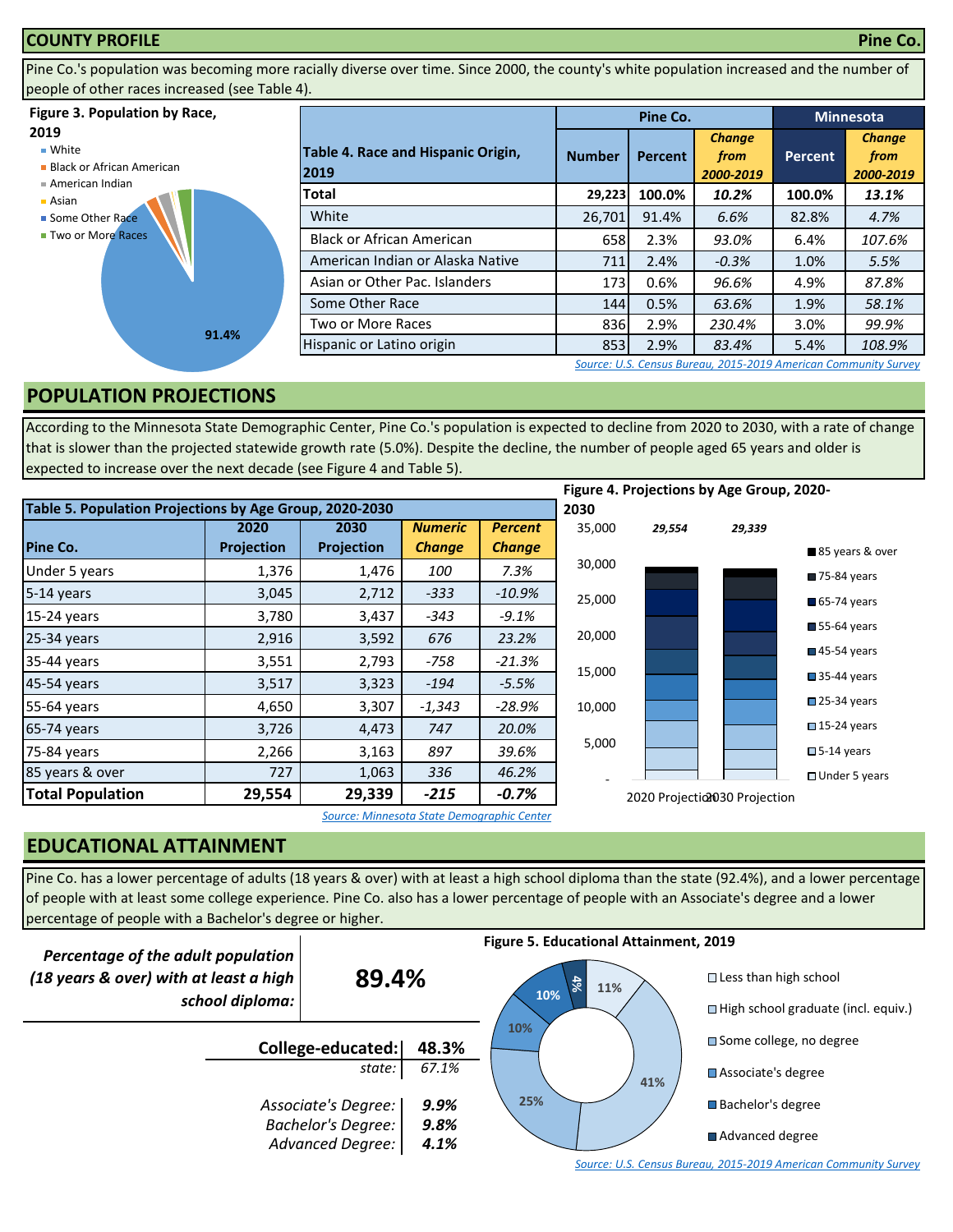## COUNTY PROFILE — Pine Co.

Pine Co.'s population was becoming more racially diverse over time. Since 2000, the county's white population increased and the number of people of other races increased (see Table 4).

**Figure 3. Population by Race, 2019**

- White
- Black or African American
- American Indian
- Asian
- Some Other Race
- Two or More Races

91.4%

| Table 4. Race and Hispanic Origin, 2019 | Pine Co. | | | Minnesota | |
|---|---|---|---|---|---|
| | Number | Percent | *Change from 2000-2019* | Percent | *Change from 2000-2019* |
| **Total** | **29,223** | **100.0%** | ***10.2%*** | **100.0%** | ***13.1%*** |
| White | 26,701 | 91.4% | *6.6%* | 82.8% | *4.7%* |
| Black or African American | 658 | 2.3% | *93.0%* | 6.4% | *107.6%* |
| American Indian or Alaska Native | 711 | 2.4% | *-0.3%* | 1.0% | *5.5%* |
| Asian or Other Pac. Islanders | 173 | 0.6% | *96.6%* | 4.9% | *87.8%* |
| Some Other Race | 144 | 0.5% | *63.6%* | 1.9% | *58.1%* |
| Two or More Races | 836 | 2.9% | *230.4%* | 3.0% | *99.9%* |
| Hispanic or Latino origin | 853 | 2.9% | *83.4%* | 5.4% | *108.9%* |

*Source: U.S. Census Bureau, 2015-2019 American Community Survey*

## POPULATION PROJECTIONS

According to the Minnesota State Demographic Center, Pine Co.'s population is expected to decline from 2020 to 2030, with a rate of change that is slower than the projected statewide growth rate (5.0%). Despite the decline, the number of people aged 65 years and older is expected to increase over the next decade (see Figure 4 and Table 5).

| Table 5. Population Projections by Age Group, 2020-2030 | | | | |
|---|---|---|---|---|
| Pine Co. | 2020 Projection | 2030 Projection | *Numeric Change* | *Percent Change* |
| Under 5 years | 1,376 | 1,476 | *100* | *7.3%* |
| 5-14 years | 3,045 | 2,712 | *-333* | *-10.9%* |
| 15-24 years | 3,780 | 3,437 | *-343* | *-9.1%* |
| 25-34 years | 2,916 | 3,592 | *676* | *23.2%* |
| 35-44 years | 3,551 | 2,793 | *-758* | *-21.3%* |
| 45-54 years | 3,517 | 3,323 | *-194* | *-5.5%* |
| 55-64 years | 4,650 | 3,307 | *-1,343* | *-28.9%* |
| 65-74 years | 3,726 | 4,473 | *747* | *20.0%* |
| 75-84 years | 2,266 | 3,163 | *897* | *39.6%* |
| 85 years & over | 727 | 1,063 | *336* | *46.2%* |
| **Total Population** | **29,554** | **29,339** | ***-215*** | ***-0.7%*** |

*Source: Minnesota State Demographic Center*

**Figure 4. Projections by Age Group, 2020-2030**

2020 Projection: *29,554*; 2030 Projection: *29,339*

Legend: 85 years & over; 75-84 years; 65-74 years; 55-64 years; 45-54 years; 35-44 years; 25-34 years; 15-24 years; 5-14 years; Under 5 years

## EDUCATIONAL ATTAINMENT

Pine Co. has a lower percentage of adults (18 years & over) with at least a high school diploma than the state (92.4%), and a lower percentage of people with at least some college experience. Pine Co. also has a lower percentage of people with an Associate's degree and a lower percentage of people with a Bachelor's degree or higher.

*Percentage of the adult population (18 years & over) with at least a high school diploma:* **89.4%**

| | |
|---|---|
| **College-educated:** | **48.3%** |
| *state:* | *67.1%* |
| *Associate's Degree:* | ***9.9%*** |
| *Bachelor's Degree:* | ***9.8%*** |
| *Advanced Degree:* | ***4.1%*** |

**Figure 5. Educational Attainment, 2019**

- Less than high school: 11%
- High school graduate (incl. equiv.): 41%
- Some college, no degree: 25%
- Associate's degree: 10%
- Bachelor's degree: 10%
- Advanced degree: 4%

*Source: U.S. Census Bureau, 2015-2019 American Community Survey*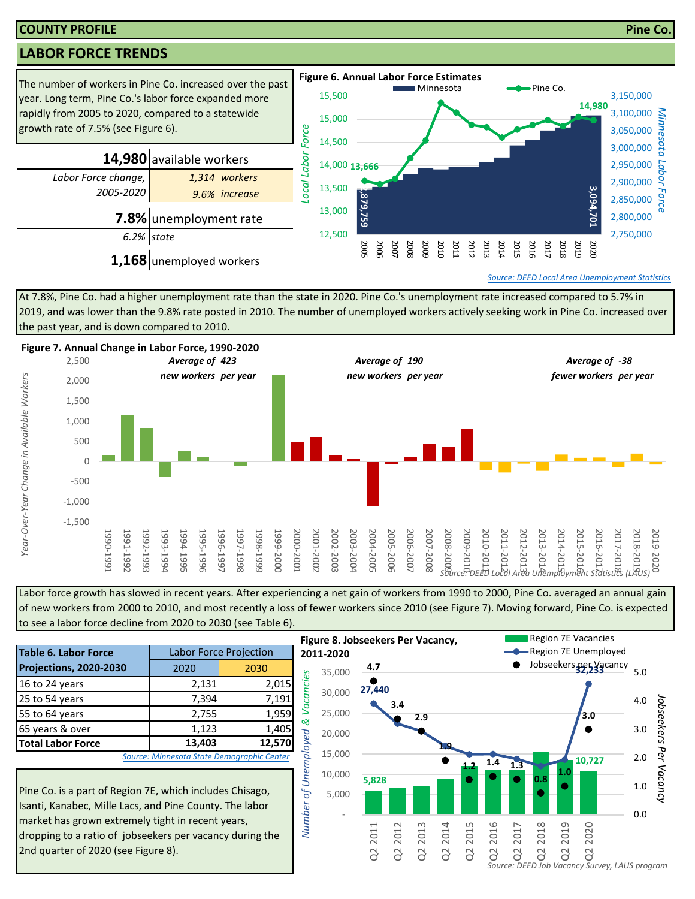# COUNTY PROFILE — Pine Co.

## LABOR FORCE TRENDS

The number of workers in Pine Co. increased over the past year. Long term, Pine Co.'s labor force expanded more rapidly from 2005 to 2020, compared to a statewide growth rate of 7.5% (see Figure 6).

| | |
|---|---|
| **14,980** | available workers |
| *Labor Force change, 2005-2020* | *1,314 workers* |
| | *9.6% increase* |
| **7.8%** | unemployment rate |
| *6.2%* | *state* |
| **1,168** | unemployed workers |

**Figure 6. Annual Labor Force Estimates**

Minnesota: 2,879,759 (2005); 3,094,701 (2020)

Pine Co.: 13,666 (2005); 14,980 (2020)

*Source: DEED Local Area Unemployment Statistics*

At 7.8%, Pine Co. had a higher unemployment rate than the state in 2020. Pine Co.'s unemployment rate increased compared to 5.7% in 2019, and was lower than the 9.8% rate posted in 2010. The number of unemployed workers actively seeking work in Pine Co. increased over the past year, and is down compared to 2010.

**Figure 7. Annual Change in Labor Force, 1990-2020**

*Average of 423 new workers per year* (1990-2000)

*Average of 190 new workers per year* (2000-2010)

*Average of -38 fewer workers per year* (2010-2020)

*Source: DEED Local Area Unemployment Statistics (LAUS)*

Labor force growth has slowed in recent years. After experiencing a net gain of workers from 1990 to 2000, Pine Co. averaged an annual gain of new workers from 2000 to 2010, and most recently a loss of fewer workers since 2010 (see Figure 7). Moving forward, Pine Co. is expected to see a labor force decline from 2020 to 2030 (see Table 6).

| Table 6. Labor Force Projections, 2020-2030 | Labor Force Projection | |
|---|---|---|
| | 2020 | 2030 |
| 16 to 24 years | 2,131 | 2,015 |
| 25 to 54 years | 7,394 | 7,191 |
| 55 to 64 years | 2,755 | 1,959 |
| 65 years & over | 1,123 | 1,405 |
| **Total Labor Force** | **13,403** | **12,570** |

*Source: Minnesota State Demographic Center*

Pine Co. is a part of Region 7E, which includes Chisago, Isanti, Kanabec, Mille Lacs, and Pine County. The labor market has grown extremely tight in recent years, dropping to a ratio of jobseekers per vacancy during the 2nd quarter of 2020 (see Figure 8).

**Figure 8. Jobseekers Per Vacancy, 2011-2020**

| | Q2 2011 | Q2 2012 | Q2 2013 | Q2 2014 | Q2 2015 | Q2 2016 | Q2 2017 | Q2 2018 | Q2 2019 | Q2 2020 |
|---|---|---|---|---|---|---|---|---|---|---|
| Region 7E Vacancies | 5,828 | | | | | | | | | 10,727 |
| Region 7E Unemployed | 27,440 | | | | | | | | | 32,233 |
| Jobseekers per Vacancy | 4.7 | 3.4 | 2.9 | 1.9 | 1.2 | 1.4 | 1.3 | 0.8 | 1.0 | 3.0 |

*Source: DEED Job Vacancy Survey, LAUS program*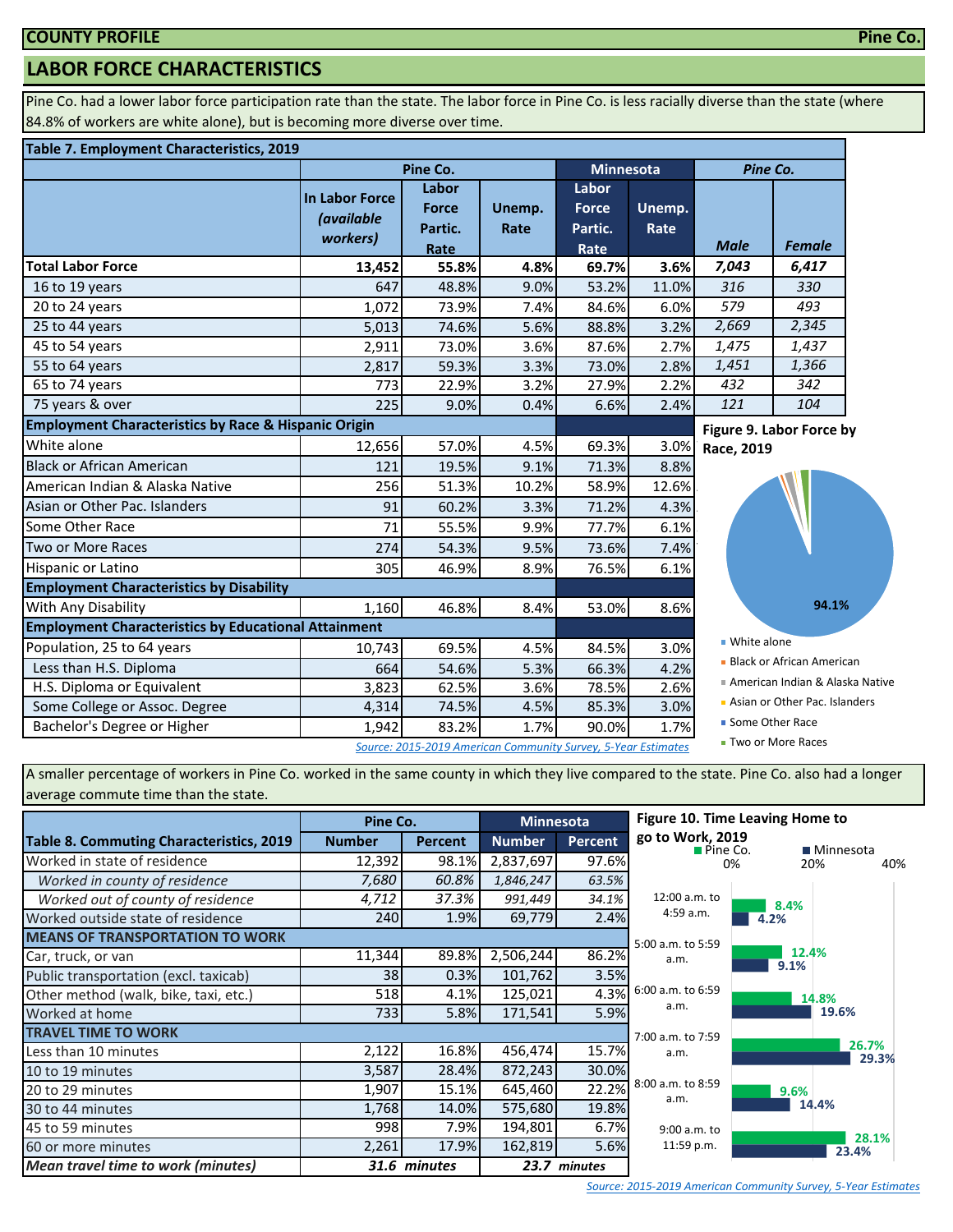**COUNTY PROFILE** **Pine Co.**

## LABOR FORCE CHARACTERISTICS

Pine Co. had a lower labor force participation rate than the state. The labor force in Pine Co. is less racially diverse than the state (where 84.8% of workers are white alone), but is becoming more diverse over time.

**Table 7. Employment Characteristics, 2019**

| | Pine Co. | | | Minnesota | | Pine Co. | |
|---|---|---|---|---|---|---|---|
| | In Labor Force *(available workers)* | Labor Force Partic. Rate | Unemp. Rate | Labor Force Partic. Rate | Unemp. Rate | *Male* | *Female* |
| **Total Labor Force** | **13,452** | **55.8%** | **4.8%** | **69.7%** | **3.6%** | ***7,043*** | ***6,417*** |
| 16 to 19 years | 647 | 48.8% | 9.0% | 53.2% | 11.0% | *316* | *330* |
| 20 to 24 years | 1,072 | 73.9% | 7.4% | 84.6% | 6.0% | *579* | *493* |
| 25 to 44 years | 5,013 | 74.6% | 5.6% | 88.8% | 3.2% | *2,669* | *2,345* |
| 45 to 54 years | 2,911 | 73.0% | 3.6% | 87.6% | 2.7% | *1,475* | *1,437* |
| 55 to 64 years | 2,817 | 59.3% | 3.3% | 73.0% | 2.8% | *1,451* | *1,366* |
| 65 to 74 years | 773 | 22.9% | 3.2% | 27.9% | 2.2% | *432* | *342* |
| 75 years & over | 225 | 9.0% | 0.4% | 6.6% | 2.4% | *121* | *104* |
| **Employment Characteristics by Race & Hispanic Origin** | | | | | | | |
| White alone | 12,656 | 57.0% | 4.5% | 69.3% | 3.0% | | |
| Black or African American | 121 | 19.5% | 9.1% | 71.3% | 8.8% | | |
| American Indian & Alaska Native | 256 | 51.3% | 10.2% | 58.9% | 12.6% | | |
| Asian or Other Pac. Islanders | 91 | 60.2% | 3.3% | 71.2% | 4.3% | | |
| Some Other Race | 71 | 55.5% | 9.9% | 77.7% | 6.1% | | |
| Two or More Races | 274 | 54.3% | 9.5% | 73.6% | 7.4% | | |
| Hispanic or Latino | 305 | 46.9% | 8.9% | 76.5% | 6.1% | | |
| **Employment Characteristics by Disability** | | | | | | | |
| With Any Disability | 1,160 | 46.8% | 8.4% | 53.0% | 8.6% | | |
| **Employment Characteristics by Educational Attainment** | | | | | | | |
| Population, 25 to 64 years | 10,743 | 69.5% | 4.5% | 84.5% | 3.0% | | |
| Less than H.S. Diploma | 664 | 54.6% | 5.3% | 66.3% | 4.2% | | |
| H.S. Diploma or Equivalent | 3,823 | 62.5% | 3.6% | 78.5% | 2.6% | | |
| Some College or Assoc. Degree | 4,314 | 74.5% | 4.5% | 85.3% | 3.0% | | |
| Bachelor's Degree or Higher | 1,942 | 83.2% | 1.7% | 90.0% | 1.7% | | |

*Source: 2015-2019 American Community Survey, 5-Year Estimates*

**Figure 9. Labor Force by Race, 2019**

White alone: 94.1%

Legend: White alone; Black or African American; American Indian & Alaska Native; Asian or Other Pac. Islanders; Some Other Race; Two or More Races

A smaller percentage of workers in Pine Co. worked in the same county in which they live compared to the state. Pine Co. also had a longer average commute time than the state.

| Table 8. Commuting Characteristics, 2019 | Pine Co. Number | Pine Co. Percent | Minnesota Number | Minnesota Percent |
|---|---|---|---|---|
| Worked in state of residence | 12,392 | 98.1% | 2,837,697 | 97.6% |
| *Worked in county of residence* | *7,680* | *60.8%* | *1,846,247* | *63.5%* |
| *Worked out of county of residence* | *4,712* | *37.3%* | *991,449* | *34.1%* |
| Worked outside state of residence | 240 | 1.9% | 69,779 | 2.4% |
| **MEANS OF TRANSPORTATION TO WORK** | | | | |
| Car, truck, or van | 11,344 | 89.8% | 2,506,244 | 86.2% |
| Public transportation (excl. taxicab) | 38 | 0.3% | 101,762 | 3.5% |
| Other method (walk, bike, taxi, etc.) | 518 | 4.1% | 125,021 | 4.3% |
| Worked at home | 733 | 5.8% | 171,541 | 5.9% |
| **TRAVEL TIME TO WORK** | | | | |
| Less than 10 minutes | 2,122 | 16.8% | 456,474 | 15.7% |
| 10 to 19 minutes | 3,587 | 28.4% | 872,243 | 30.0% |
| 20 to 29 minutes | 1,907 | 15.1% | 645,460 | 22.2% |
| 30 to 44 minutes | 1,768 | 14.0% | 575,680 | 19.8% |
| 45 to 59 minutes | 998 | 7.9% | 194,801 | 6.7% |
| 60 or more minutes | 2,261 | 17.9% | 162,819 | 5.6% |
| ***Mean travel time to work (minutes)*** | ***31.6 minutes*** | | ***23.7 minutes*** | |

**Figure 10. Time Leaving Home to go to Work, 2019**

| | Pine Co. | Minnesota |
|---|---|---|
| 12:00 a.m. to 4:59 a.m. | 8.4% | 4.2% |
| 5:00 a.m. to 5:59 a.m. | 12.4% | 9.1% |
| 6:00 a.m. to 6:59 a.m. | 14.8% | 19.6% |
| 7:00 a.m. to 7:59 a.m. | 26.7% | 29.3% |
| 8:00 a.m. to 8:59 a.m. | 9.6% | 14.4% |
| 9:00 a.m. to 11:59 p.m. | 28.1% | 23.4% |

*Source: 2015-2019 American Community Survey, 5-Year Estimates*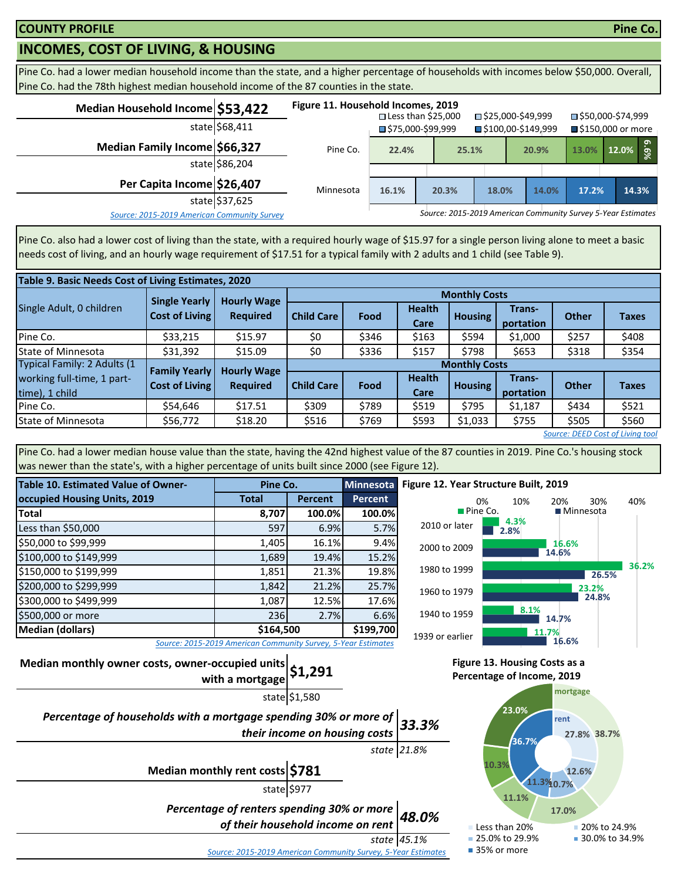**COUNTY PROFILE** **Pine Co.**

## INCOMES, COST OF LIVING, & HOUSING

Pine Co. had a lower median household income than the state, and a higher percentage of households with incomes below $50,000. Overall, Pine Co. had the 78th highest median household income of the 87 counties in the state.

| | |
|---|---|
| **Median Household Income** | **$53,422** |
| state | $68,411 |
| **Median Family Income** | **$66,327** |
| state | $86,204 |
| **Per Capita Income** | **$26,407** |
| state | $37,625 |

*Source: 2015-2019 American Community Survey*

**Figure 11. Household Incomes, 2019**

| | Less than $25,000 | $25,000-$49,999 | $50,000-$74,999 | $75,000-$99,999 | $100,00-$149,999 | $150,000 or more |
|---|---|---|---|---|---|---|
| Pine Co. | 22.4% | 25.1% | 20.9% | 13.0% | 12.0% | 6.6% |
| Minnesota | 16.1% | 20.3% | 18.0% | 14.0% | 17.2% | 14.3% |

*Source: 2015-2019 American Community Survey 5-Year Estimates*

Pine Co. also had a lower cost of living than the state, with a required hourly wage of $15.97 for a single person living alone to meet a basic needs cost of living, and an hourly wage requirement of $17.51 for a typical family with 2 adults and 1 child (see Table 9).

**Table 9. Basic Needs Cost of Living Estimates, 2020**

| Single Adult, 0 children | Single Yearly Cost of Living | Hourly Wage Required | Monthly Costs: Child Care | Food | Health Care | Housing | Trans-portation | Other | Taxes |
|---|---|---|---|---|---|---|---|---|---|
| Pine Co. | $33,215 | $15.97 | $0 | $346 | $163 | $594 | $1,000 | $257 | $408 |
| State of Minnesota | $31,392 | $15.09 | $0 | $336 | $157 | $798 | $653 | $318 | $354 |
| **Typical Family: 2 Adults (1 working full-time, 1 part-time), 1 child** | **Family Yearly Cost of Living** | **Hourly Wage Required** | **Child Care** | **Food** | **Health Care** | **Housing** | **Trans-portation** | **Other** | **Taxes** |
| Pine Co. | $54,646 | $17.51 | $309 | $789 | $519 | $795 | $1,187 | $434 | $521 |
| State of Minnesota | $56,772 | $18.20 | $516 | $769 | $593 | $1,033 | $755 | $505 | $560 |

*Source: DEED Cost of Living tool*

Pine Co. had a lower median house value than the state, having the 42nd highest value of the 87 counties in 2019. Pine Co.'s housing stock was newer than the state's, with a higher percentage of units built since 2000 (see Figure 12).

**Table 10. Estimated Value of Owner-occupied Housing Units, 2019**

| | Pine Co. Total | Pine Co. Percent | Minnesota Percent |
|---|---|---|---|
| **Total** | **8,707** | **100.0%** | **100.0%** |
| Less than $50,000 | 597 | 6.9% | 5.7% |
| $50,000 to $99,999 | 1,405 | 16.1% | 9.4% |
| $100,000 to $149,999 | 1,689 | 19.4% | 15.2% |
| $150,000 to $199,999 | 1,851 | 21.3% | 19.8% |
| $200,000 to $299,999 | 1,842 | 21.2% | 25.7% |
| $300,000 to $499,999 | 1,087 | 12.5% | 17.6% |
| $500,000 or more | 236 | 2.7% | 6.6% |
| **Median (dollars)** | **$164,500** | | **$199,700** |

*Source: 2015-2019 American Community Survey, 5-Year Estimates*

**Figure 12. Year Structure Built, 2019**

| | Pine Co. | Minnesota |
|---|---|---|
| 2010 or later | 4.3% | 2.8% |
| 2000 to 2009 | 16.6% | 14.6% |
| 1980 to 1999 | 36.2% | 26.5% |
| 1960 to 1979 | 23.2% | 24.8% |
| 1940 to 1959 | 8.1% | 14.7% |
| 1939 or earlier | 11.7% | 16.6% |

| | |
|---|---|
| **Median monthly owner costs, owner-occupied units with a mortgage** | **$1,291** |
| state | $1,580 |
| ***Percentage of households with a mortgage spending 30% or more of their income on housing costs*** | ***33.3%*** |
| state | *21.8%* |
| **Median monthly rent costs** | **$781** |
| state | $977 |
| ***Percentage of renters spending 30% or more of their household income on rent*** | ***48.0%*** |
| state | *45.1%* |

*Source: 2015-2019 American Community Survey, 5-Year Estimates*

**Figure 13. Housing Costs as a Percentage of Income, 2019**

| | Less than 20% | 20% to 24.9% | 25.0% to 29.9% | 30.0% to 34.9% | 35% or more |
|---|---|---|---|---|---|
| mortgage | 38.7% | 17.0% | 11.1% | 10.3% | 23.0% |
| rent | 27.8% | 12.6% | 10.7% | 11.3% | 36.7% |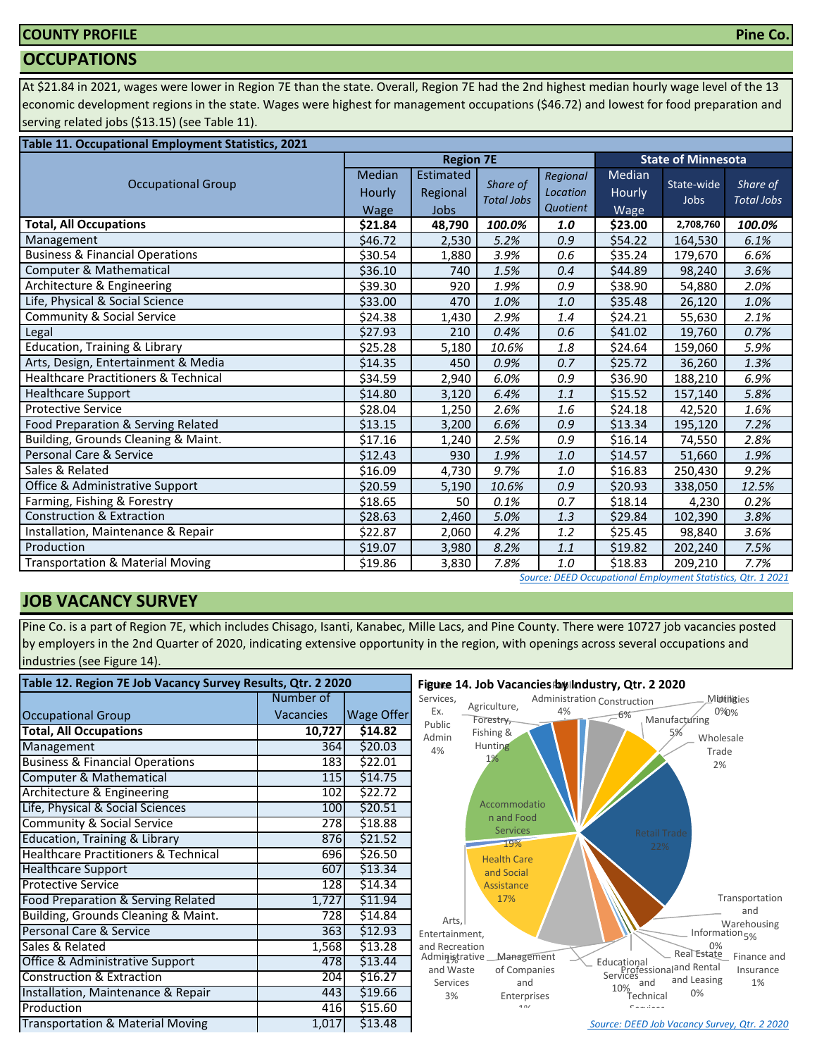**COUNTY PROFILE** **Pine Co.**

## OCCUPATIONS

At $21.84 in 2021, wages were lower in Region 7E than the state. Overall, Region 7E had the 2nd highest median hourly wage level of the 13 economic development regions in the state. Wages were highest for management occupations ($46.72) and lowest for food preparation and serving related jobs ($13.15) (see Table 11).

**Table 11. Occupational Employment Statistics, 2021**

| Occupational Group | Region 7E | | | | State of Minnesota | | |
|---|---|---|---|---|---|---|---|
| | Median Hourly Wage | Estimated Regional Jobs | *Share of Total Jobs* | *Regional Location Quotient* | Median Hourly Wage | State-wide Jobs | *Share of Total Jobs* |
| **Total, All Occupations** | **$21.84** | **48,790** | ***100.0%*** | ***1.0*** | **$23.00** | **2,708,760** | ***100.0%*** |
| Management | $46.72 | 2,530 | *5.2%* | *0.9* | $54.22 | 164,530 | *6.1%* |
| Business & Financial Operations | $30.54 | 1,880 | *3.9%* | *0.6* | $35.24 | 179,670 | *6.6%* |
| Computer & Mathematical | $36.10 | 740 | *1.5%* | *0.4* | $44.89 | 98,240 | *3.6%* |
| Architecture & Engineering | $39.30 | 920 | *1.9%* | *0.9* | $38.90 | 54,880 | *2.0%* |
| Life, Physical & Social Science | $33.00 | 470 | *1.0%* | *1.0* | $35.48 | 26,120 | *1.0%* |
| Community & Social Service | $24.38 | 1,430 | *2.9%* | *1.4* | $24.21 | 55,630 | *2.1%* |
| Legal | $27.93 | 210 | *0.4%* | *0.6* | $41.02 | 19,760 | *0.7%* |
| Education, Training & Library | $25.28 | 5,180 | *10.6%* | *1.8* | $24.64 | 159,060 | *5.9%* |
| Arts, Design, Entertainment & Media | $14.35 | 450 | *0.9%* | *0.7* | $25.72 | 36,260 | *1.3%* |
| Healthcare Practitioners & Technical | $34.59 | 2,940 | *6.0%* | *0.9* | $36.90 | 188,210 | *6.9%* |
| Healthcare Support | $14.80 | 3,120 | *6.4%* | *1.1* | $15.52 | 157,140 | *5.8%* |
| Protective Service | $28.04 | 1,250 | *2.6%* | *1.6* | $24.18 | 42,520 | *1.6%* |
| Food Preparation & Serving Related | $13.15 | 3,200 | *6.6%* | *0.9* | $13.34 | 195,120 | *7.2%* |
| Building, Grounds Cleaning & Maint. | $17.16 | 1,240 | *2.5%* | *0.9* | $16.14 | 74,550 | *2.8%* |
| Personal Care & Service | $12.43 | 930 | *1.9%* | *1.0* | $14.57 | 51,660 | *1.9%* |
| Sales & Related | $16.09 | 4,730 | *9.7%* | *1.0* | $16.83 | 250,430 | *9.2%* |
| Office & Administrative Support | $20.59 | 5,190 | *10.6%* | *0.9* | $20.93 | 338,050 | *12.5%* |
| Farming, Fishing & Forestry | $18.65 | 50 | *0.1%* | *0.7* | $18.14 | 4,230 | *0.2%* |
| Construction & Extraction | $28.63 | 2,460 | *5.0%* | *1.3* | $29.84 | 102,390 | *3.8%* |
| Installation, Maintenance & Repair | $22.87 | 2,060 | *4.2%* | *1.2* | $25.45 | 98,840 | *3.6%* |
| Production | $19.07 | 3,980 | *8.2%* | *1.1* | $19.82 | 202,240 | *7.5%* |
| Transportation & Material Moving | $19.86 | 3,830 | *7.8%* | *1.0* | $18.83 | 209,210 | *7.7%* |

*Source: DEED Occupational Employment Statistics, Qtr. 1 2021*

## JOB VACANCY SURVEY

Pine Co. is a part of Region 7E, which includes Chisago, Isanti, Kanabec, Mille Lacs, and Pine County. There were 10727 job vacancies posted by employers in the 2nd Quarter of 2020, indicating extensive opportunity in the region, with openings across several occupations and industries (see Figure 14).

**Table 12. Region 7E Job Vacancy Survey Results, Qtr. 2 2020**

| Occupational Group | Number of Vacancies | Wage Offer |
|---|---|---|
| **Total, All Occupations** | **10,727** | **$14.82** |
| Management | 364 | $20.03 |
| Business & Financial Operations | 183 | $22.01 |
| Computer & Mathematical | 115 | $14.75 |
| Architecture & Engineering | 102 | $22.72 |
| Life, Physical & Social Sciences | 100 | $20.51 |
| Community & Social Service | 278 | $18.88 |
| Education, Training & Library | 876 | $21.52 |
| Healthcare Practitioners & Technical | 696 | $26.50 |
| Healthcare Support | 607 | $13.34 |
| Protective Service | 128 | $14.34 |
| Food Preparation & Serving Related | 1,727 | $11.94 |
| Building, Grounds Cleaning & Maint. | 728 | $14.84 |
| Personal Care & Service | 363 | $12.93 |
| Sales & Related | 1,568 | $13.28 |
| Office & Administrative Support | 478 | $13.44 |
| Construction & Extraction | 204 | $16.27 |
| Installation, Maintenance & Repair | 443 | $19.66 |
| Production | 416 | $15.60 |
| Transportation & Material Moving | 1,017 | $13.48 |

**Figure 14. Job Vacancies by Industry, Qtr. 2 2020**

*Source: DEED Job Vacancy Survey, Qtr. 2 2020*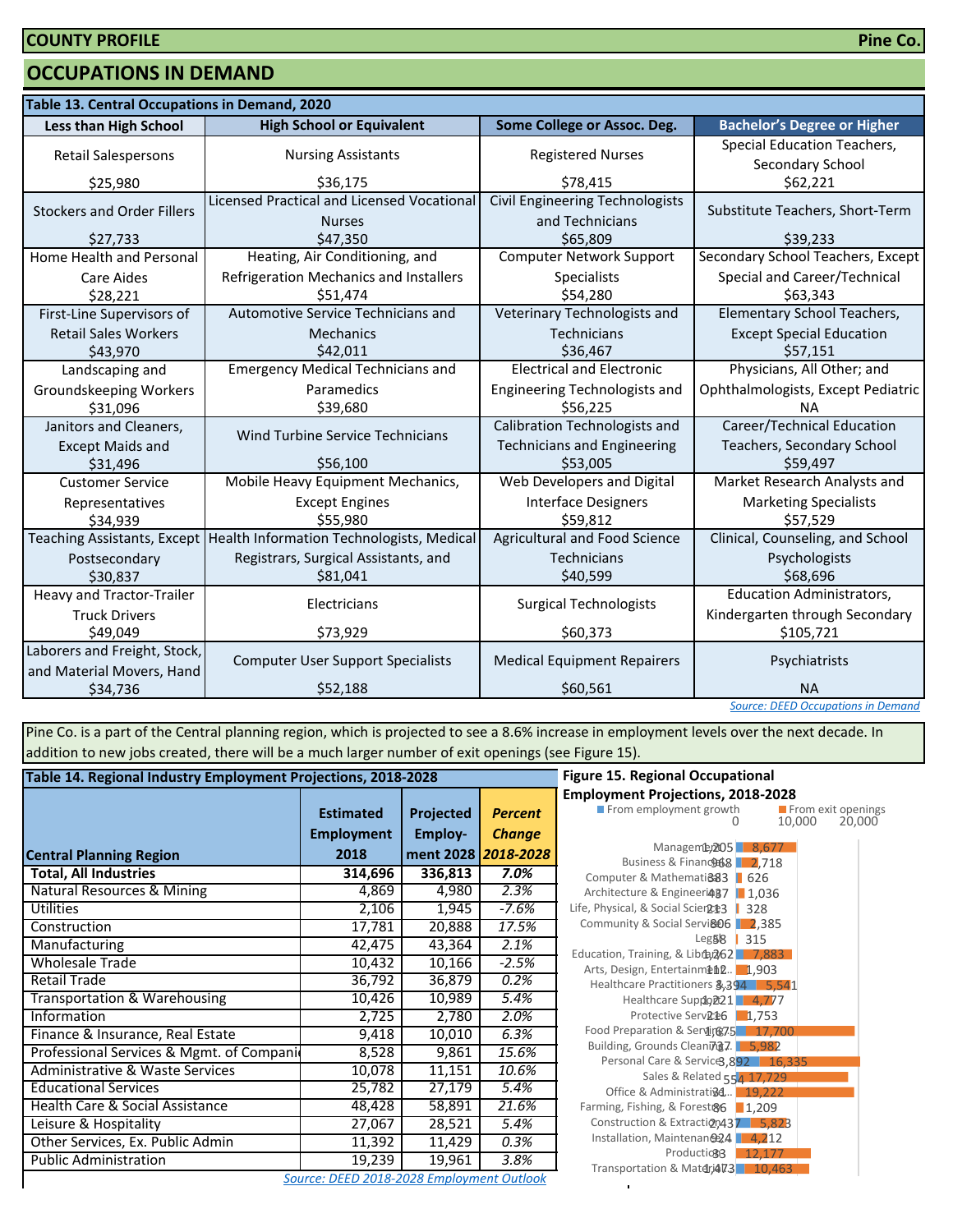# COUNTY PROFILE — Pine Co.

## OCCUPATIONS IN DEMAND

**Table 13. Central Occupations in Demand, 2020**

| Less than High School | High School or Equivalent | Some College or Assoc. Deg. | Bachelor's Degree or Higher |
|---|---|---|---|
| Retail Salespersons $25,980 | Nursing Assistants $36,175 | Registered Nurses $78,415 | Special Education Teachers, Secondary School $62,221 |
| Stockers and Order Fillers $27,733 | Licensed Practical and Licensed Vocational Nurses $47,350 | Civil Engineering Technologists and Technicians $65,809 | Substitute Teachers, Short-Term $39,233 |
| Home Health and Personal Care Aides $28,221 | Heating, Air Conditioning, and Refrigeration Mechanics and Installers $51,474 | Computer Network Support Specialists $54,280 | Secondary School Teachers, Except Special and Career/Technical $63,343 |
| First-Line Supervisors of Retail Sales Workers $43,970 | Automotive Service Technicians and Mechanics $42,011 | Veterinary Technologists and Technicians $36,467 | Elementary School Teachers, Except Special Education $57,151 |
| Landscaping and Groundskeeping Workers $31,096 | Emergency Medical Technicians and Paramedics $39,680 | Electrical and Electronic Engineering Technologists and $56,225 | Physicians, All Other; and Ophthalmologists, Except Pediatric NA |
| Janitors and Cleaners, Except Maids and $31,496 | Wind Turbine Service Technicians $56,100 | Calibration Technologists and Technicians and Engineering $53,005 | Career/Technical Education Teachers, Secondary School $59,497 |
| Customer Service Representatives $34,939 | Mobile Heavy Equipment Mechanics, Except Engines $55,980 | Web Developers and Digital Interface Designers $59,812 | Market Research Analysts and Marketing Specialists $57,529 |
| Teaching Assistants, Except Postsecondary $30,837 | Health Information Technologists, Medical Registrars, Surgical Assistants, and $81,041 | Agricultural and Food Science Technicians $40,599 | Clinical, Counseling, and School Psychologists $68,696 |
| Heavy and Tractor-Trailer Truck Drivers $49,049 | Electricians $73,929 | Surgical Technologists $60,373 | Education Administrators, Kindergarten through Secondary $105,721 |
| Laborers and Freight, Stock, and Material Movers, Hand $34,736 | Computer User Support Specialists $52,188 | Medical Equipment Repairers $60,561 | Psychiatrists NA |

Source: DEED Occupations in Demand

Pine Co. is a part of the Central planning region, which is projected to see a 8.6% increase in employment levels over the next decade. In addition to new jobs created, there will be a much larger number of exit openings (see Figure 15).

**Table 14. Regional Industry Employment Projections, 2018-2028**

| Central Planning Region | Estimated Employment 2018 | Projected Employment 2028 | *Percent Change 2018-2028* |
|---|---|---|---|
| **Total, All Industries** | **314,696** | **336,813** | ***7.0%*** |
| Natural Resources & Mining | 4,869 | 4,980 | *2.3%* |
| Utilities | 2,106 | 1,945 | *-7.6%* |
| Construction | 17,781 | 20,888 | *17.5%* |
| Manufacturing | 42,475 | 43,364 | *2.1%* |
| Wholesale Trade | 10,432 | 10,166 | *-2.5%* |
| Retail Trade | 36,792 | 36,879 | *0.2%* |
| Transportation & Warehousing | 10,426 | 10,989 | *5.4%* |
| Information | 2,725 | 2,780 | *2.0%* |
| Finance & Insurance, Real Estate | 9,418 | 10,010 | *6.3%* |
| Professional Services & Mgmt. of Compani | 8,528 | 9,861 | *15.6%* |
| Administrative & Waste Services | 10,078 | 11,151 | *10.6%* |
| Educational Services | 25,782 | 27,179 | *5.4%* |
| Health Care & Social Assistance | 48,428 | 58,891 | *21.6%* |
| Leisure & Hospitality | 27,067 | 28,521 | *5.4%* |
| Other Services, Ex. Public Admin | 11,392 | 11,429 | *0.3%* |
| Public Administration | 19,239 | 19,961 | *3.8%* |

Source: DEED 2018-2028 Employment Outlook

**Figure 15. Regional Occupational Employment Projections, 2018-2028**

| Occupation | From employment growth | From exit openings |
|---|---|---|
| Management | 1,205 | 8,677 |
| Business & Financial | 968 | 2,718 |
| Computer & Mathematical | 383 | 626 |
| Architecture & Engineering | 487 | 1,036 |
| Life, Physical, & Social Science | 213 | 328 |
| Community & Social Service | 806 | 2,385 |
| Legal | 58 | 315 |
| Education, Training, & Library | 1,262 | 7,883 |
| Arts, Design, Entertainment... | 112 | 1,903 |
| Healthcare Practitioners & ... | 3,394 | 5,541 |
| Healthcare Support | 1,221 | 4,777 |
| Protective Service | 216 | 1,753 |
| Food Preparation & Serving | 1,675 | 17,700 |
| Building, Grounds Cleaning... | 737 | 5,982 |
| Personal Care & Service | 3,892 | 16,335 |
| Sales & Related | 554 | 17,729 |
| Office & Administrative... | 31 | 19,222 |
| Farming, Fishing, & Forestry | 86 | 1,209 |
| Construction & Extraction | 2,437 | 5,823 |
| Installation, Maintenance... | 924 | 4,212 |
| Production | 33 | 12,177 |
| Transportation & Material... | 1,473 | 10,463 |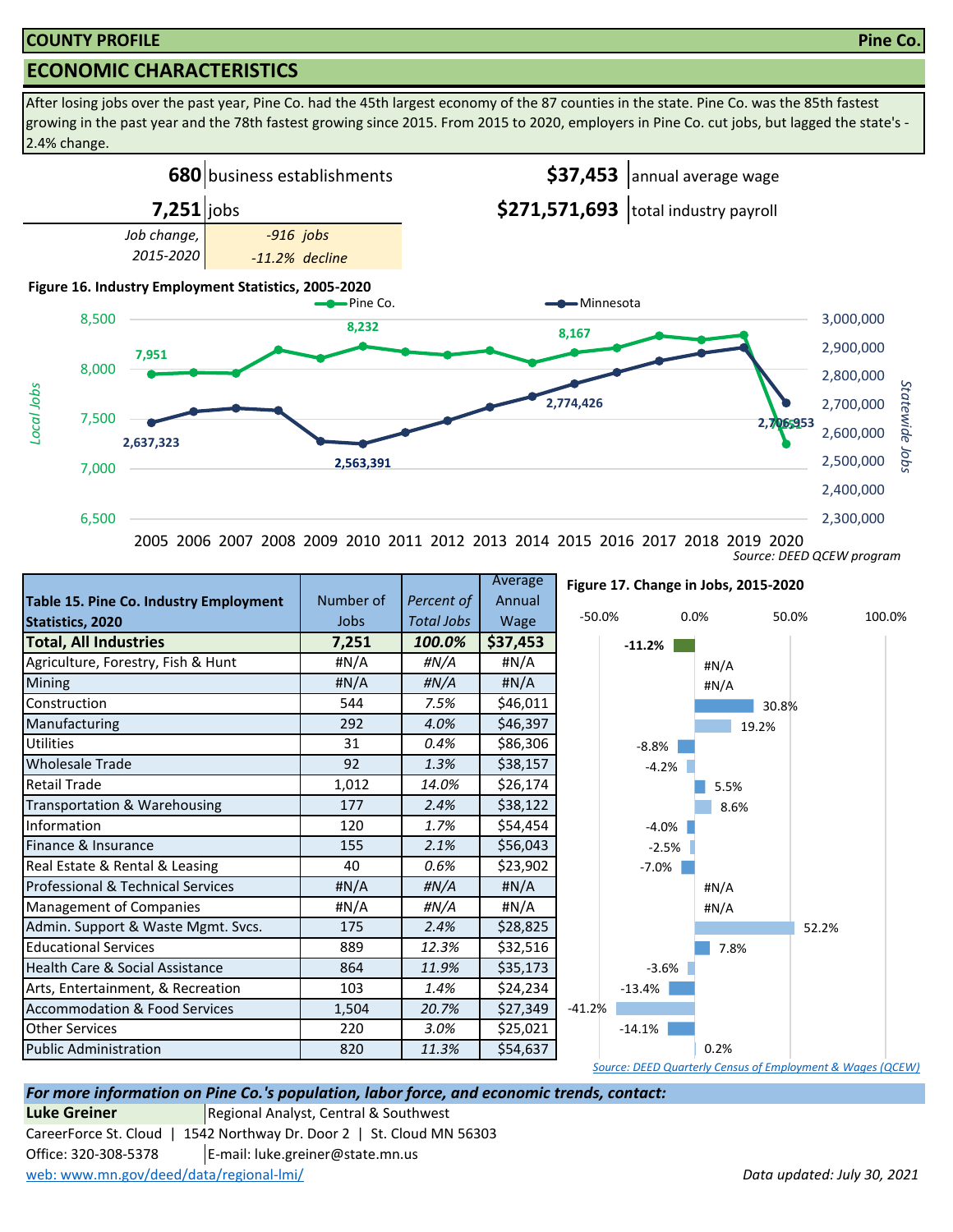**COUNTY PROFILE** **Pine Co.**

## ECONOMIC CHARACTERISTICS

After losing jobs over the past year, Pine Co. had the 45th largest economy of the 87 counties in the state. Pine Co. was the 85th fastest growing in the past year and the 78th fastest growing since 2015. From 2015 to 2020, employers in Pine Co. cut jobs, but lagged the state's -2.4% change.

**680** business establishments

**7,251** jobs

*Job change, 2015-2020* *-916 jobs* *-11.2% decline*

**$37,453** annual average wage

**$271,571,693** total industry payroll

**Figure 16. Industry Employment Statistics, 2005-2020**

Pine Co.
Minnesota

Local Jobs
Statewide Jobs

8,500
8,000
7,500
7,000
6,500

3,000,000
2,900,000
2,800,000
2,700,000
2,600,000
2,500,000
2,400,000
2,300,000

7,951
8,232
8,167
7,251
2,637,323
2,563,391
2,774,426
2,706,953

2005 2006 2007 2008 2009 2010 2011 2012 2013 2014 2015 2016 2017 2018 2019 2020

*Source: DEED QCEW program*

| Table 15. Pine Co. Industry Employment Statistics, 2020 | Number of Jobs | *Percent of Total Jobs* | Average Annual Wage |
|---|---|---|---|
| **Total, All Industries** | **7,251** | ***100.0%*** | **$37,453** |
| Agriculture, Forestry, Fish & Hunt | #N/A | *#N/A* | #N/A |
| Mining | #N/A | *#N/A* | #N/A |
| Construction | 544 | *7.5%* | $46,011 |
| Manufacturing | 292 | *4.0%* | $46,397 |
| Utilities | 31 | *0.4%* | $86,306 |
| Wholesale Trade | 92 | *1.3%* | $38,157 |
| Retail Trade | 1,012 | *14.0%* | $26,174 |
| Transportation & Warehousing | 177 | *2.4%* | $38,122 |
| Information | 120 | *1.7%* | $54,454 |
| Finance & Insurance | 155 | *2.1%* | $56,043 |
| Real Estate & Rental & Leasing | 40 | *0.6%* | $23,902 |
| Professional & Technical Services | #N/A | *#N/A* | #N/A |
| Management of Companies | #N/A | *#N/A* | #N/A |
| Admin. Support & Waste Mgmt. Svcs. | 175 | *2.4%* | $28,825 |
| Educational Services | 889 | *12.3%* | $32,516 |
| Health Care & Social Assistance | 864 | *11.9%* | $35,173 |
| Arts, Entertainment, & Recreation | 103 | *1.4%* | $24,234 |
| Accommodation & Food Services | 1,504 | *20.7%* | $27,349 |
| Other Services | 220 | *3.0%* | $25,021 |
| Public Administration | 820 | *11.3%* | $54,637 |

**Figure 17. Change in Jobs, 2015-2020**

-50.0% 0.0% 50.0% 100.0%

**-11.2%**
#N/A
#N/A
30.8%
19.2%
-8.8%
-4.2%
5.5%
8.6%
-4.0%
-2.5%
-7.0%
#N/A
#N/A
52.2%
7.8%
-3.6%
-13.4%
-41.2%
-14.1%
0.2%

*Source: DEED Quarterly Census of Employment & Wages (QCEW)*

***For more information on Pine Co.'s population, labor force, and economic trends, contact:***

**Luke Greiner** | Regional Analyst, Central & Southwest

CareerForce St. Cloud | 1542 Northway Dr. Door 2 | St. Cloud MN 56303

Office: 320-308-5378 | E-mail: luke.greiner@state.mn.us

web: www.mn.gov/deed/data/regional-lmi/

*Data updated: July 30, 2021*